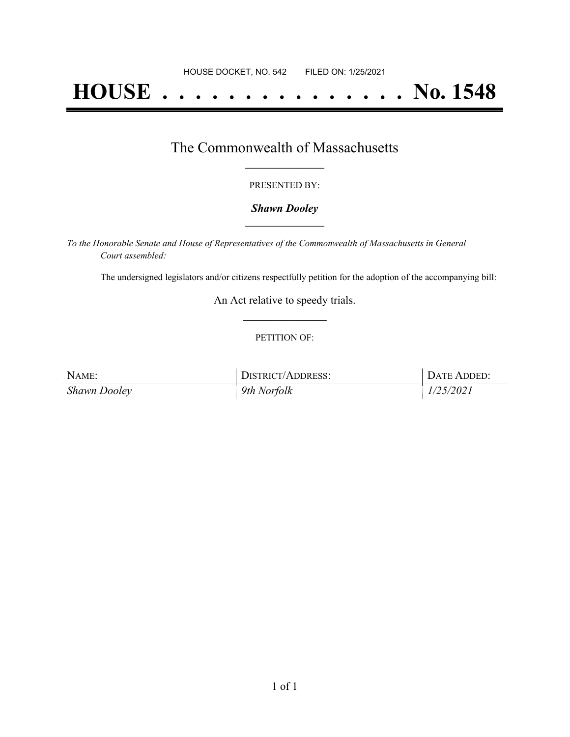HOUSE DOCKET, NO. 542        FILED ON: 1/25/2021

# HOUSE . . . . . . . . . . . . . . . No. 1548

## The Commonwealth of Massachusetts

PRESENTED BY:

***Shawn Dooley***

*To the Honorable Senate and House of Representatives of the Commonwealth of Massachusetts in General Court assembled:*

The undersigned legislators and/or citizens respectfully petition for the adoption of the accompanying bill:

An Act relative to speedy trials.

PETITION OF:

| NAME: | DISTRICT/ADDRESS: | DATE ADDED: |
| --- | --- | --- |
| *Shawn Dooley* | *9th Norfolk* | *1/25/2021* |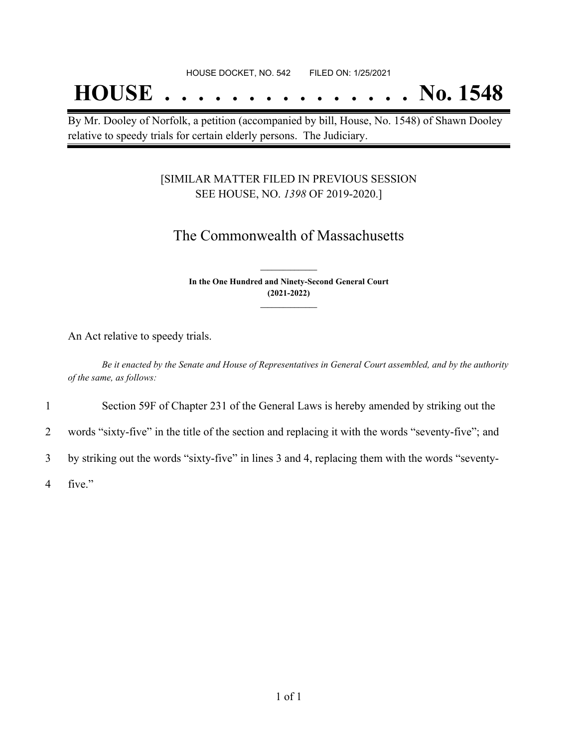HOUSE DOCKET, NO. 542 FILED ON: 1/25/2021

# HOUSE . . . . . . . . . . . . . . . No. 1548

By Mr. Dooley of Norfolk, a petition (accompanied by bill, House, No. 1548) of Shawn Dooley relative to speedy trials for certain elderly persons. The Judiciary.

[SIMILAR MATTER FILED IN PREVIOUS SESSION SEE HOUSE, NO. *1398* OF 2019-2020.]

## The Commonwealth of Massachusetts

**In the One Hundred and Ninety-Second General Court (2021-2022)**

An Act relative to speedy trials.

*Be it enacted by the Senate and House of Representatives in General Court assembled, and by the authority of the same, as follows:*

1 Section 59F of Chapter 231 of the General Laws is hereby amended by striking out the
2 words "sixty-five" in the title of the section and replacing it with the words "seventy-five"; and
3 by striking out the words "sixty-five" in lines 3 and 4, replacing them with the words "seventy-
4 five."